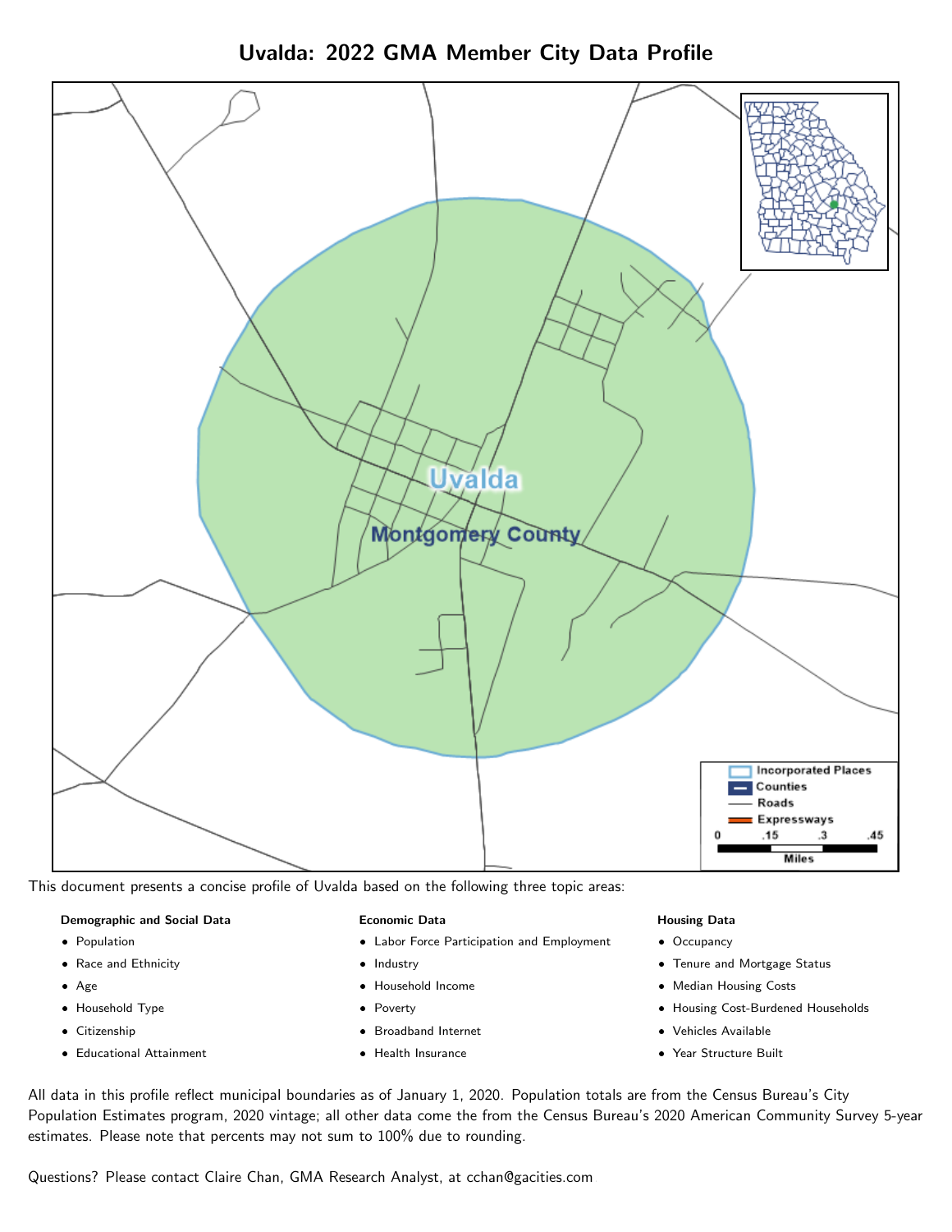# Uvalda: 2022 GMA Member City Data Profile

This document presents a concise profile of Uvalda based on the following three topic areas:

**Demographic and Social Data**

- Population
- Race and Ethnicity
- Age
- Household Type
- Citizenship
- Educational Attainment

**Economic Data**

- Labor Force Participation and Employment
- Industry
- Household Income
- Poverty
- Broadband Internet
- Health Insurance

**Housing Data**

- Occupancy
- Tenure and Mortgage Status
- Median Housing Costs
- Housing Cost-Burdened Households
- Vehicles Available
- Year Structure Built

All data in this profile reflect municipal boundaries as of January 1, 2020. Population totals are from the Census Bureau's City Population Estimates program, 2020 vintage; all other data come the from the Census Bureau's 2020 American Community Survey 5-year estimates. Please note that percents may not sum to 100% due to rounding.

Questions? Please contact Claire Chan, GMA Research Analyst, at cchan@gacities.com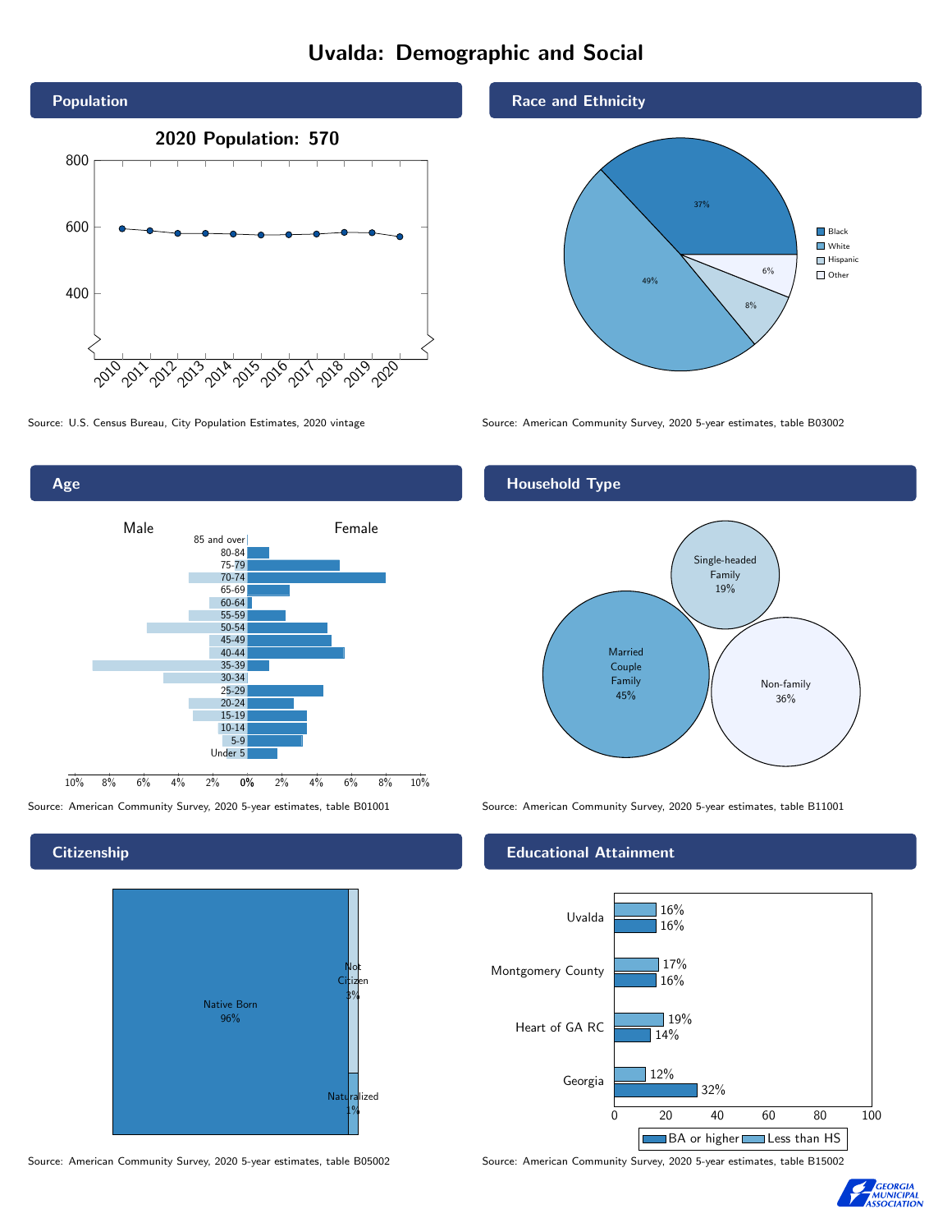# Uvalda: Demographic and Social

## Population

**2020 Population: 570**

Source: U.S. Census Bureau, City Population Estimates, 2020 vintage

## Race and Ethnicity

| Race/Ethnicity | Percent |
|---|---|
| Black | 37% |
| White | 49% |
| Hispanic | 8% |
| Other | 6% |

Source: American Community Survey, 2020 5-year estimates, table B03002

## Age

Source: American Community Survey, 2020 5-year estimates, table B01001

## Household Type

| Household Type | Percent |
|---|---|
| Married Couple Family | 45% |
| Single-headed Family | 19% |
| Non-family | 36% |

Source: American Community Survey, 2020 5-year estimates, table B11001

## Citizenship

| Citizenship | Percent |
|---|---|
| Native Born | 96% |
| Not Citizen | 3% |
| Naturalized | 1% |

Source: American Community Survey, 2020 5-year estimates, table B05002

## Educational Attainment

| | Less than HS | BA or higher |
|---|---|---|
| Uvalda | 16% | 16% |
| Montgomery County | 17% | 16% |
| Heart of GA RC | 19% | 14% |
| Georgia | 12% | 32% |

Source: American Community Survey, 2020 5-year estimates, table B15002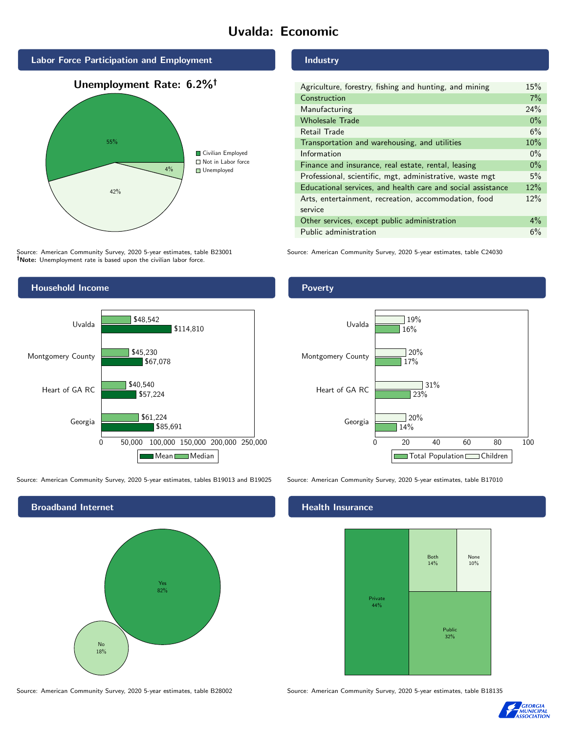# Uvalda: Economic

## Labor Force Participation and Employment

**Unemployment Rate: 6.2%†**

| Category | Percent |
|---|---|
| Civilian Employed | 55% |
| Not in Labor force | 42% |
| Unemployed | 4% |

Source: American Community Survey, 2020 5-year estimates, table B23001
†**Note:** Unemployment rate is based upon the civilian labor force.

## Industry

| Industry | Percent |
|---|---|
| Agriculture, forestry, fishing and hunting, and mining | 15% |
| Construction | 7% |
| Manufacturing | 24% |
| Wholesale Trade | 0% |
| Retail Trade | 6% |
| Transportation and warehousing, and utilities | 10% |
| Information | 0% |
| Finance and insurance, real estate, rental, leasing | 0% |
| Professional, scientific, mgt, administrative, waste mgt | 5% |
| Educational services, and health care and social assistance | 12% |
| Arts, entertainment, recreation, accommodation, food service | 12% |
| Other services, except public administration | 4% |
| Public administration | 6% |

Source: American Community Survey, 2020 5-year estimates, table C24030

## Household Income

| | Median | Mean |
|---|---|---|
| Uvalda | $48,542 | $114,810 |
| Montgomery County | $45,230 | $67,078 |
| Heart of GA RC | $40,540 | $57,224 |
| Georgia | $61,224 | $85,691 |

Source: American Community Survey, 2020 5-year estimates, tables B19013 and B19025

## Poverty

| | Children | Total Population |
|---|---|---|
| Uvalda | 19% | 16% |
| Montgomery County | 20% | 17% |
| Heart of GA RC | 31% | 23% |
| Georgia | 20% | 14% |

Source: American Community Survey, 2020 5-year estimates, table B17010

## Broadband Internet

| | Percent |
|---|---|
| Yes | 82% |
| No | 18% |

Source: American Community Survey, 2020 5-year estimates, table B28002

## Health Insurance

| | Percent |
|---|---|
| Private | 44% |
| Public | 32% |
| Both | 14% |
| None | 10% |

Source: American Community Survey, 2020 5-year estimates, table B18135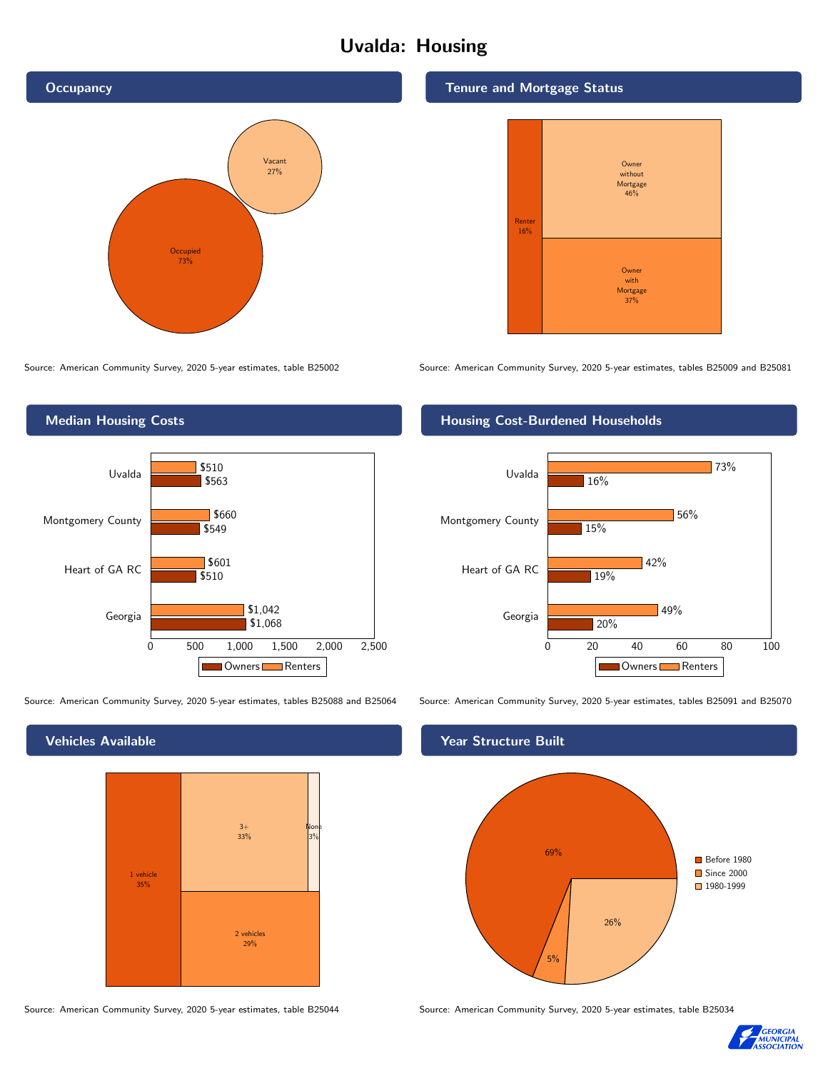# Uvalda: Housing

## Occupancy

Vacant
27%

Occupied
73%

Source: American Community Survey, 2020 5-year estimates, table B25002

## Tenure and Mortgage Status

Renter
16%

Owner
without
Mortgage
46%

Owner
with
Mortgage
37%

Source: American Community Survey, 2020 5-year estimates, tables B25009 and B25081

## Median Housing Costs

Uvalda
$510
$563

Montgomery County
$660
$549

Heart of GA RC
$601
$510

Georgia
$1,042
$1,068

0 500 1,000 1,500 2,000 2,500

Owners Renters

Source: American Community Survey, 2020 5-year estimates, tables B25088 and B25064

## Housing Cost-Burdened Households

Uvalda
73%
16%

Montgomery County
56%
15%

Heart of GA RC
42%
19%

Georgia
49%
20%

0 20 40 60 80 100

Owners Renters

Source: American Community Survey, 2020 5-year estimates, tables B25091 and B25070

## Vehicles Available

1 vehicle
35%

3+
33%

None
3%

2 vehicles
29%

Source: American Community Survey, 2020 5-year estimates, table B25044

## Year Structure Built

69%

5%

26%

Before 1980
Since 2000
1980-1999

Source: American Community Survey, 2020 5-year estimates, table B25034